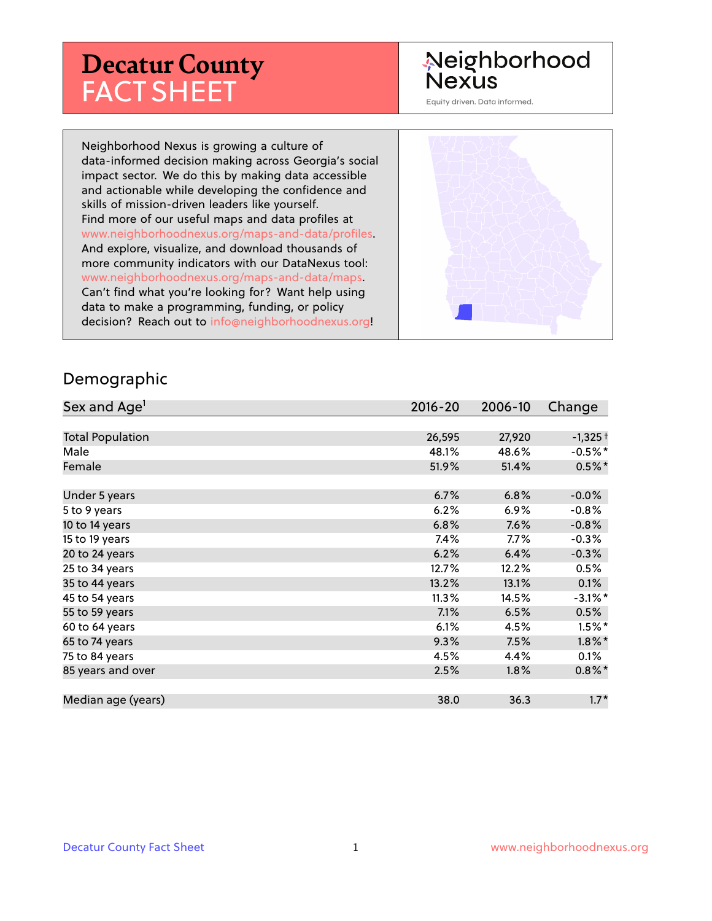# Decatur County FACT SHEET

Neighborhood Nexus

Equity driven. Data informed.

Neighborhood Nexus is growing a culture of data-informed decision making across Georgia's social impact sector. We do this by making data accessible and actionable while developing the confidence and skills of mission-driven leaders like yourself. Find more of our useful maps and data profiles at www.neighborhoodnexus.org/maps-and-data/profiles. And explore, visualize, and download thousands of more community indicators with our DataNexus tool: www.neighborhoodnexus.org/maps-and-data/maps. Can't find what you're looking for? Want help using data to make a programming, funding, or policy decision? Reach out to info@neighborhoodnexus.org!

## Demographic

| Sex and Age[1] | 2016-20 | 2006-10 | Change |
|---|---|---|---|
| Total Population | 26,595 | 27,920 | -1,325 † |
| Male | 48.1% | 48.6% | -0.5% * |
| Female | 51.9% | 51.4% | 0.5% * |
| Under 5 years | 6.7% | 6.8% | -0.0% |
| 5 to 9 years | 6.2% | 6.9% | -0.8% |
| 10 to 14 years | 6.8% | 7.6% | -0.8% |
| 15 to 19 years | 7.4% | 7.7% | -0.3% |
| 20 to 24 years | 6.2% | 6.4% | -0.3% |
| 25 to 34 years | 12.7% | 12.2% | 0.5% |
| 35 to 44 years | 13.2% | 13.1% | 0.1% |
| 45 to 54 years | 11.3% | 14.5% | -3.1% * |
| 55 to 59 years | 7.1% | 6.5% | 0.5% |
| 60 to 64 years | 6.1% | 4.5% | 1.5% * |
| 65 to 74 years | 9.3% | 7.5% | 1.8% * |
| 75 to 84 years | 4.5% | 4.4% | 0.1% |
| 85 years and over | 2.5% | 1.8% | 0.8% * |
| Median age (years) | 38.0 | 36.3 | 1.7 * |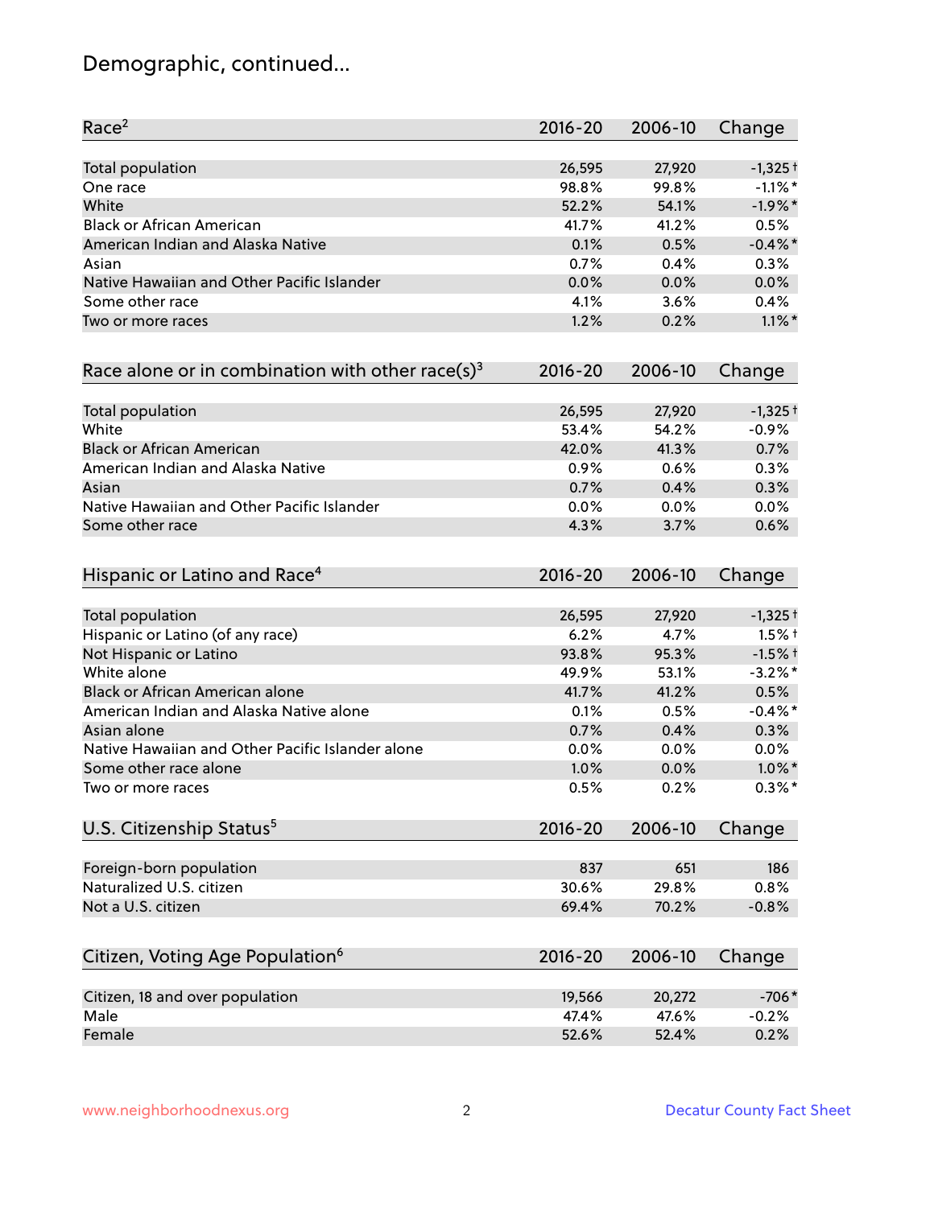# Demographic, continued...

| Race[2] | 2016-20 | 2006-10 | Change |
|---|---|---|---|
| Total population | 26,595 | 27,920 | -1,325 † |
| One race | 98.8% | 99.8% | -1.1% * |
| White | 52.2% | 54.1% | -1.9% * |
| Black or African American | 41.7% | 41.2% | 0.5% |
| American Indian and Alaska Native | 0.1% | 0.5% | -0.4% * |
| Asian | 0.7% | 0.4% | 0.3% |
| Native Hawaiian and Other Pacific Islander | 0.0% | 0.0% | 0.0% |
| Some other race | 4.1% | 3.6% | 0.4% |
| Two or more races | 1.2% | 0.2% | 1.1% * |

| Race alone or in combination with other race(s)[3] | 2016-20 | 2006-10 | Change |
|---|---|---|---|
| Total population | 26,595 | 27,920 | -1,325 † |
| White | 53.4% | 54.2% | -0.9% |
| Black or African American | 42.0% | 41.3% | 0.7% |
| American Indian and Alaska Native | 0.9% | 0.6% | 0.3% |
| Asian | 0.7% | 0.4% | 0.3% |
| Native Hawaiian and Other Pacific Islander | 0.0% | 0.0% | 0.0% |
| Some other race | 4.3% | 3.7% | 0.6% |

| Hispanic or Latino and Race[4] | 2016-20 | 2006-10 | Change |
|---|---|---|---|
| Total population | 26,595 | 27,920 | -1,325 † |
| Hispanic or Latino (of any race) | 6.2% | 4.7% | 1.5% † |
| Not Hispanic or Latino | 93.8% | 95.3% | -1.5% † |
| White alone | 49.9% | 53.1% | -3.2% * |
| Black or African American alone | 41.7% | 41.2% | 0.5% |
| American Indian and Alaska Native alone | 0.1% | 0.5% | -0.4% * |
| Asian alone | 0.7% | 0.4% | 0.3% |
| Native Hawaiian and Other Pacific Islander alone | 0.0% | 0.0% | 0.0% |
| Some other race alone | 1.0% | 0.0% | 1.0% * |
| Two or more races | 0.5% | 0.2% | 0.3% * |

| U.S. Citizenship Status[5] | 2016-20 | 2006-10 | Change |
|---|---|---|---|
| Foreign-born population | 837 | 651 | 186 |
| Naturalized U.S. citizen | 30.6% | 29.8% | 0.8% |
| Not a U.S. citizen | 69.4% | 70.2% | -0.8% |

| Citizen, Voting Age Population[6] | 2016-20 | 2006-10 | Change |
|---|---|---|---|
| Citizen, 18 and over population | 19,566 | 20,272 | -706 * |
| Male | 47.4% | 47.6% | -0.2% |
| Female | 52.6% | 52.4% | 0.2% |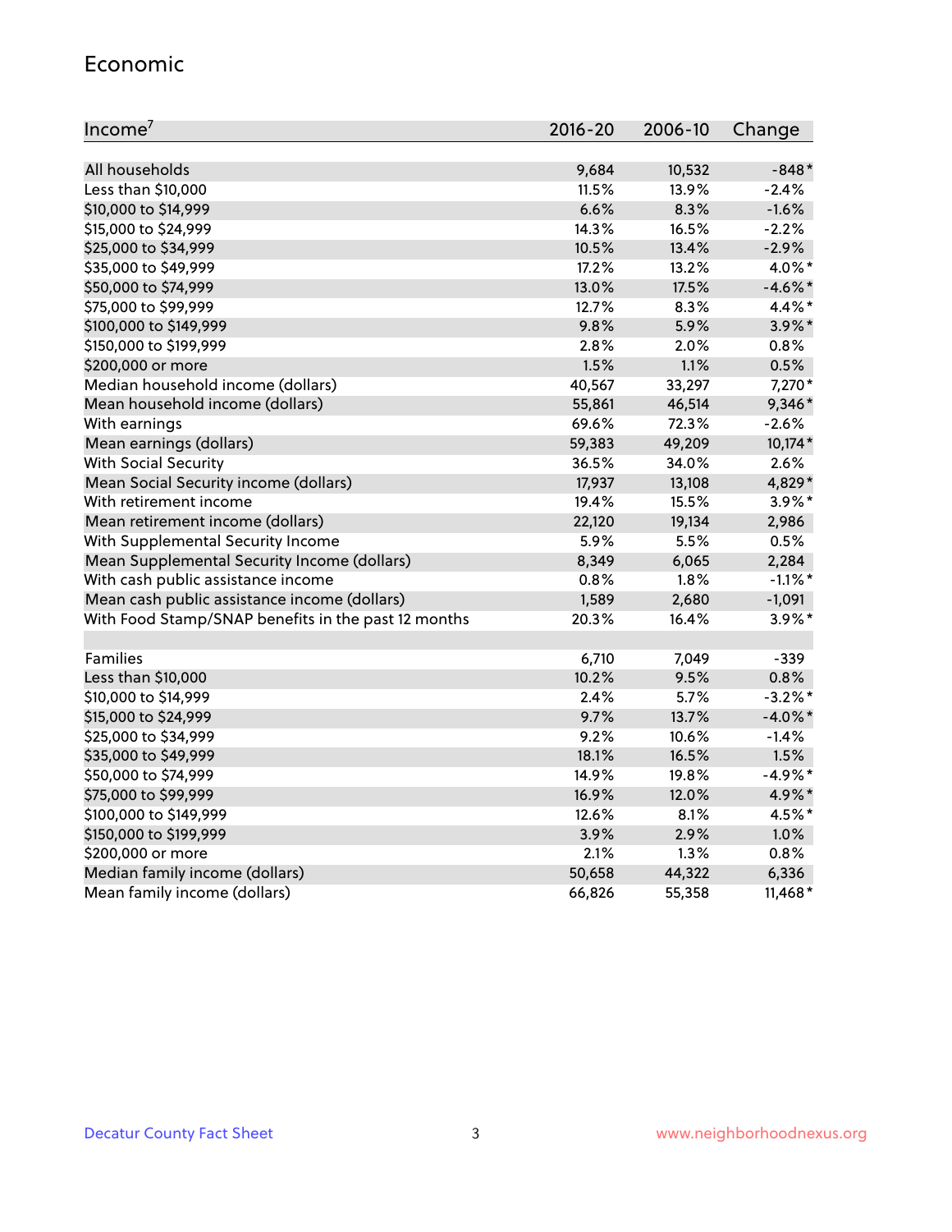## Economic

| Income[7] | 2016-20 | 2006-10 | Change |
|---|---|---|---|
| All households | 9,684 | 10,532 | -848* |
| Less than $10,000 | 11.5% | 13.9% | -2.4% |
| $10,000 to $14,999 | 6.6% | 8.3% | -1.6% |
| $15,000 to $24,999 | 14.3% | 16.5% | -2.2% |
| $25,000 to $34,999 | 10.5% | 13.4% | -2.9% |
| $35,000 to $49,999 | 17.2% | 13.2% | 4.0%* |
| $50,000 to $74,999 | 13.0% | 17.5% | -4.6%* |
| $75,000 to $99,999 | 12.7% | 8.3% | 4.4%* |
| $100,000 to $149,999 | 9.8% | 5.9% | 3.9%* |
| $150,000 to $199,999 | 2.8% | 2.0% | 0.8% |
| $200,000 or more | 1.5% | 1.1% | 0.5% |
| Median household income (dollars) | 40,567 | 33,297 | 7,270* |
| Mean household income (dollars) | 55,861 | 46,514 | 9,346* |
| With earnings | 69.6% | 72.3% | -2.6% |
| Mean earnings (dollars) | 59,383 | 49,209 | 10,174* |
| With Social Security | 36.5% | 34.0% | 2.6% |
| Mean Social Security income (dollars) | 17,937 | 13,108 | 4,829* |
| With retirement income | 19.4% | 15.5% | 3.9%* |
| Mean retirement income (dollars) | 22,120 | 19,134 | 2,986 |
| With Supplemental Security Income | 5.9% | 5.5% | 0.5% |
| Mean Supplemental Security Income (dollars) | 8,349 | 6,065 | 2,284 |
| With cash public assistance income | 0.8% | 1.8% | -1.1%* |
| Mean cash public assistance income (dollars) | 1,589 | 2,680 | -1,091 |
| With Food Stamp/SNAP benefits in the past 12 months | 20.3% | 16.4% | 3.9%* |
| | | | |
| Families | 6,710 | 7,049 | -339 |
| Less than $10,000 | 10.2% | 9.5% | 0.8% |
| $10,000 to $14,999 | 2.4% | 5.7% | -3.2%* |
| $15,000 to $24,999 | 9.7% | 13.7% | -4.0%* |
| $25,000 to $34,999 | 9.2% | 10.6% | -1.4% |
| $35,000 to $49,999 | 18.1% | 16.5% | 1.5% |
| $50,000 to $74,999 | 14.9% | 19.8% | -4.9%* |
| $75,000 to $99,999 | 16.9% | 12.0% | 4.9%* |
| $100,000 to $149,999 | 12.6% | 8.1% | 4.5%* |
| $150,000 to $199,999 | 3.9% | 2.9% | 1.0% |
| $200,000 or more | 2.1% | 1.3% | 0.8% |
| Median family income (dollars) | 50,658 | 44,322 | 6,336 |
| Mean family income (dollars) | 66,826 | 55,358 | 11,468* |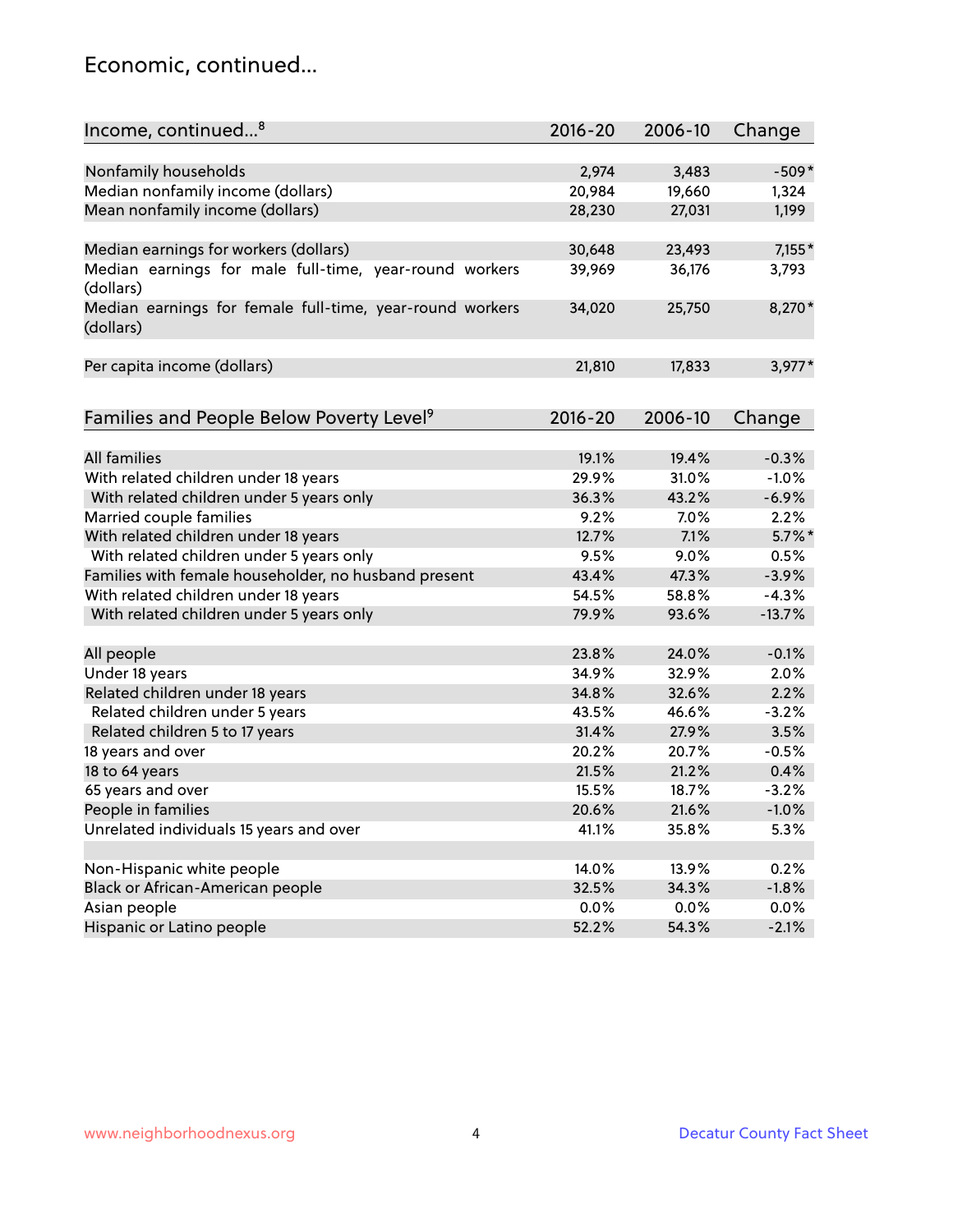# Economic, continued...

| Income, continued...[8] | 2016-20 | 2006-10 | Change |
|---|---|---|---|
| Nonfamily households | 2,974 | 3,483 | -509* |
| Median nonfamily income (dollars) | 20,984 | 19,660 | 1,324 |
| Mean nonfamily income (dollars) | 28,230 | 27,031 | 1,199 |
| Median earnings for workers (dollars) | 30,648 | 23,493 | 7,155* |
| Median earnings for male full-time, year-round workers (dollars) | 39,969 | 36,176 | 3,793 |
| Median earnings for female full-time, year-round workers (dollars) | 34,020 | 25,750 | 8,270* |
| Per capita income (dollars) | 21,810 | 17,833 | 3,977* |

| Families and People Below Poverty Level[9] | 2016-20 | 2006-10 | Change |
|---|---|---|---|
| All families | 19.1% | 19.4% | -0.3% |
| With related children under 18 years | 29.9% | 31.0% | -1.0% |
| With related children under 5 years only | 36.3% | 43.2% | -6.9% |
| Married couple families | 9.2% | 7.0% | 2.2% |
| With related children under 18 years | 12.7% | 7.1% | 5.7%* |
| With related children under 5 years only | 9.5% | 9.0% | 0.5% |
| Families with female householder, no husband present | 43.4% | 47.3% | -3.9% |
| With related children under 18 years | 54.5% | 58.8% | -4.3% |
| With related children under 5 years only | 79.9% | 93.6% | -13.7% |
| All people | 23.8% | 24.0% | -0.1% |
| Under 18 years | 34.9% | 32.9% | 2.0% |
| Related children under 18 years | 34.8% | 32.6% | 2.2% |
| Related children under 5 years | 43.5% | 46.6% | -3.2% |
| Related children 5 to 17 years | 31.4% | 27.9% | 3.5% |
| 18 years and over | 20.2% | 20.7% | -0.5% |
| 18 to 64 years | 21.5% | 21.2% | 0.4% |
| 65 years and over | 15.5% | 18.7% | -3.2% |
| People in families | 20.6% | 21.6% | -1.0% |
| Unrelated individuals 15 years and over | 41.1% | 35.8% | 5.3% |
| Non-Hispanic white people | 14.0% | 13.9% | 0.2% |
| Black or African-American people | 32.5% | 34.3% | -1.8% |
| Asian people | 0.0% | 0.0% | 0.0% |
| Hispanic or Latino people | 52.2% | 54.3% | -2.1% |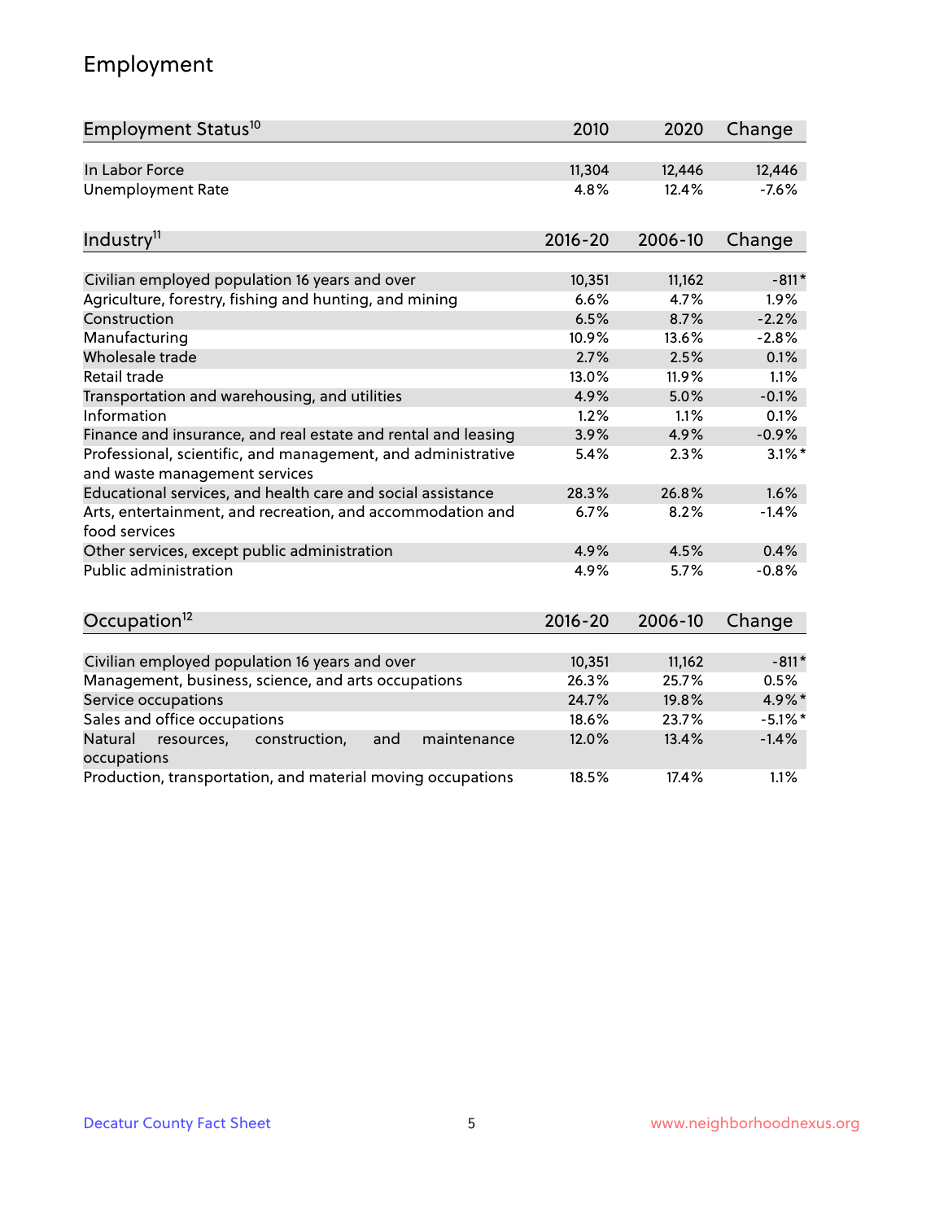# Employment

| Employment Status[10] | 2010 | 2020 | Change |
|---|---|---|---|
| In Labor Force | 11,304 | 12,446 | 12,446 |
| Unemployment Rate | 4.8% | 12.4% | -7.6% |

| Industry[11] | 2016-20 | 2006-10 | Change |
|---|---|---|---|
| Civilian employed population 16 years and over | 10,351 | 11,162 | -811* |
| Agriculture, forestry, fishing and hunting, and mining | 6.6% | 4.7% | 1.9% |
| Construction | 6.5% | 8.7% | -2.2% |
| Manufacturing | 10.9% | 13.6% | -2.8% |
| Wholesale trade | 2.7% | 2.5% | 0.1% |
| Retail trade | 13.0% | 11.9% | 1.1% |
| Transportation and warehousing, and utilities | 4.9% | 5.0% | -0.1% |
| Information | 1.2% | 1.1% | 0.1% |
| Finance and insurance, and real estate and rental and leasing | 3.9% | 4.9% | -0.9% |
| Professional, scientific, and management, and administrative and waste management services | 5.4% | 2.3% | 3.1%* |
| Educational services, and health care and social assistance | 28.3% | 26.8% | 1.6% |
| Arts, entertainment, and recreation, and accommodation and food services | 6.7% | 8.2% | -1.4% |
| Other services, except public administration | 4.9% | 4.5% | 0.4% |
| Public administration | 4.9% | 5.7% | -0.8% |

| Occupation[12] | 2016-20 | 2006-10 | Change |
|---|---|---|---|
| Civilian employed population 16 years and over | 10,351 | 11,162 | -811* |
| Management, business, science, and arts occupations | 26.3% | 25.7% | 0.5% |
| Service occupations | 24.7% | 19.8% | 4.9%* |
| Sales and office occupations | 18.6% | 23.7% | -5.1%* |
| Natural resources, construction, and maintenance occupations | 12.0% | 13.4% | -1.4% |
| Production, transportation, and material moving occupations | 18.5% | 17.4% | 1.1% |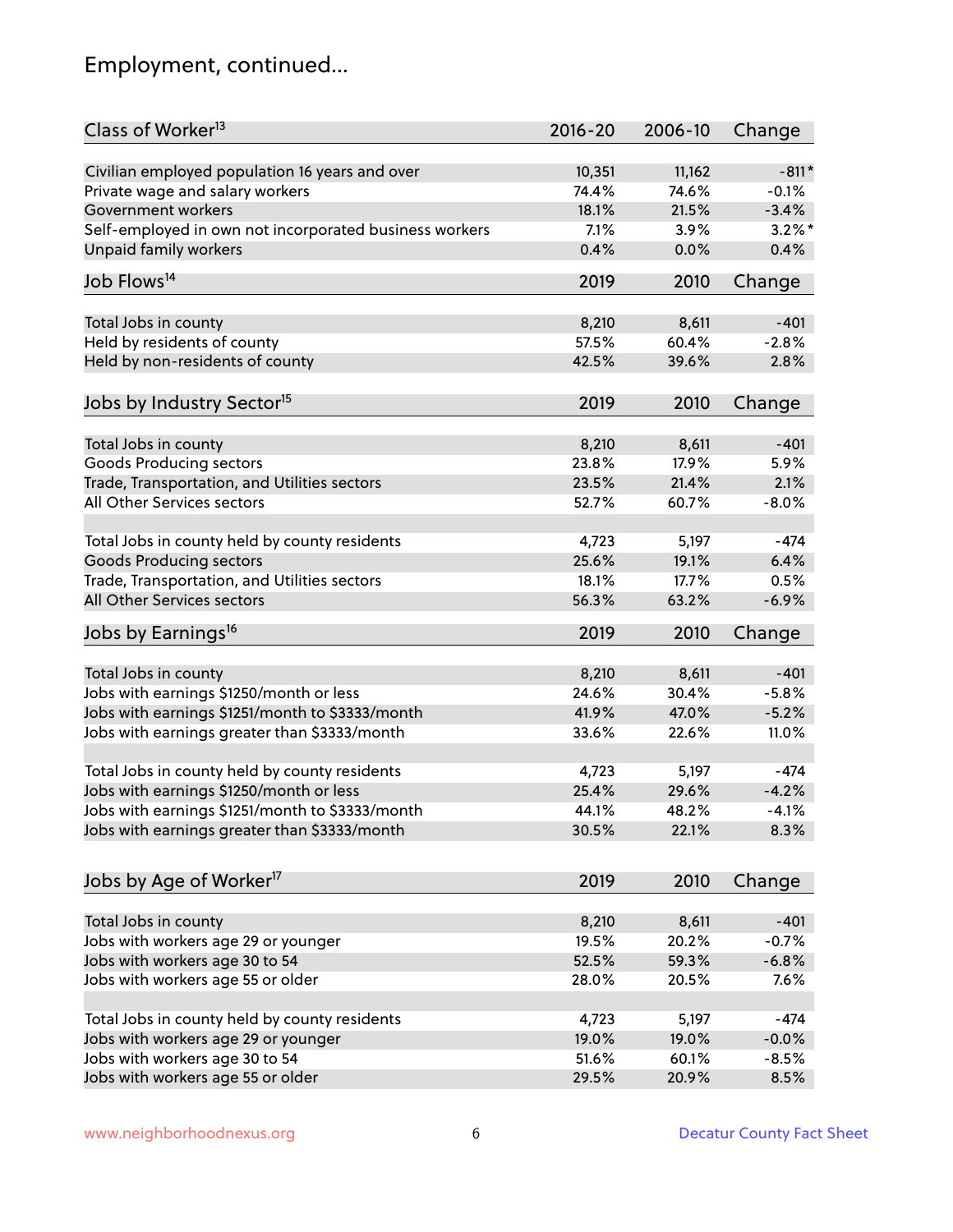# Employment, continued...

| Class of Worker[13] | 2016-20 | 2006-10 | Change |
|---|---|---|---|
| Civilian employed population 16 years and over | 10,351 | 11,162 | -811* |
| Private wage and salary workers | 74.4% | 74.6% | -0.1% |
| Government workers | 18.1% | 21.5% | -3.4% |
| Self-employed in own not incorporated business workers | 7.1% | 3.9% | 3.2%* |
| Unpaid family workers | 0.4% | 0.0% | 0.4% |

| Job Flows[14] | 2019 | 2010 | Change |
|---|---|---|---|
| Total Jobs in county | 8,210 | 8,611 | -401 |
| Held by residents of county | 57.5% | 60.4% | -2.8% |
| Held by non-residents of county | 42.5% | 39.6% | 2.8% |

| Jobs by Industry Sector[15] | 2019 | 2010 | Change |
|---|---|---|---|
| Total Jobs in county | 8,210 | 8,611 | -401 |
| Goods Producing sectors | 23.8% | 17.9% | 5.9% |
| Trade, Transportation, and Utilities sectors | 23.5% | 21.4% | 2.1% |
| All Other Services sectors | 52.7% | 60.7% | -8.0% |
| | | | |
| Total Jobs in county held by county residents | 4,723 | 5,197 | -474 |
| Goods Producing sectors | 25.6% | 19.1% | 6.4% |
| Trade, Transportation, and Utilities sectors | 18.1% | 17.7% | 0.5% |
| All Other Services sectors | 56.3% | 63.2% | -6.9% |

| Jobs by Earnings[16] | 2019 | 2010 | Change |
|---|---|---|---|
| Total Jobs in county | 8,210 | 8,611 | -401 |
| Jobs with earnings $1250/month or less | 24.6% | 30.4% | -5.8% |
| Jobs with earnings $1251/month to $3333/month | 41.9% | 47.0% | -5.2% |
| Jobs with earnings greater than $3333/month | 33.6% | 22.6% | 11.0% |
| | | | |
| Total Jobs in county held by county residents | 4,723 | 5,197 | -474 |
| Jobs with earnings $1250/month or less | 25.4% | 29.6% | -4.2% |
| Jobs with earnings $1251/month to $3333/month | 44.1% | 48.2% | -4.1% |
| Jobs with earnings greater than $3333/month | 30.5% | 22.1% | 8.3% |

| Jobs by Age of Worker[17] | 2019 | 2010 | Change |
|---|---|---|---|
| Total Jobs in county | 8,210 | 8,611 | -401 |
| Jobs with workers age 29 or younger | 19.5% | 20.2% | -0.7% |
| Jobs with workers age 30 to 54 | 52.5% | 59.3% | -6.8% |
| Jobs with workers age 55 or older | 28.0% | 20.5% | 7.6% |
| | | | |
| Total Jobs in county held by county residents | 4,723 | 5,197 | -474 |
| Jobs with workers age 29 or younger | 19.0% | 19.0% | -0.0% |
| Jobs with workers age 30 to 54 | 51.6% | 60.1% | -8.5% |
| Jobs with workers age 55 or older | 29.5% | 20.9% | 8.5% |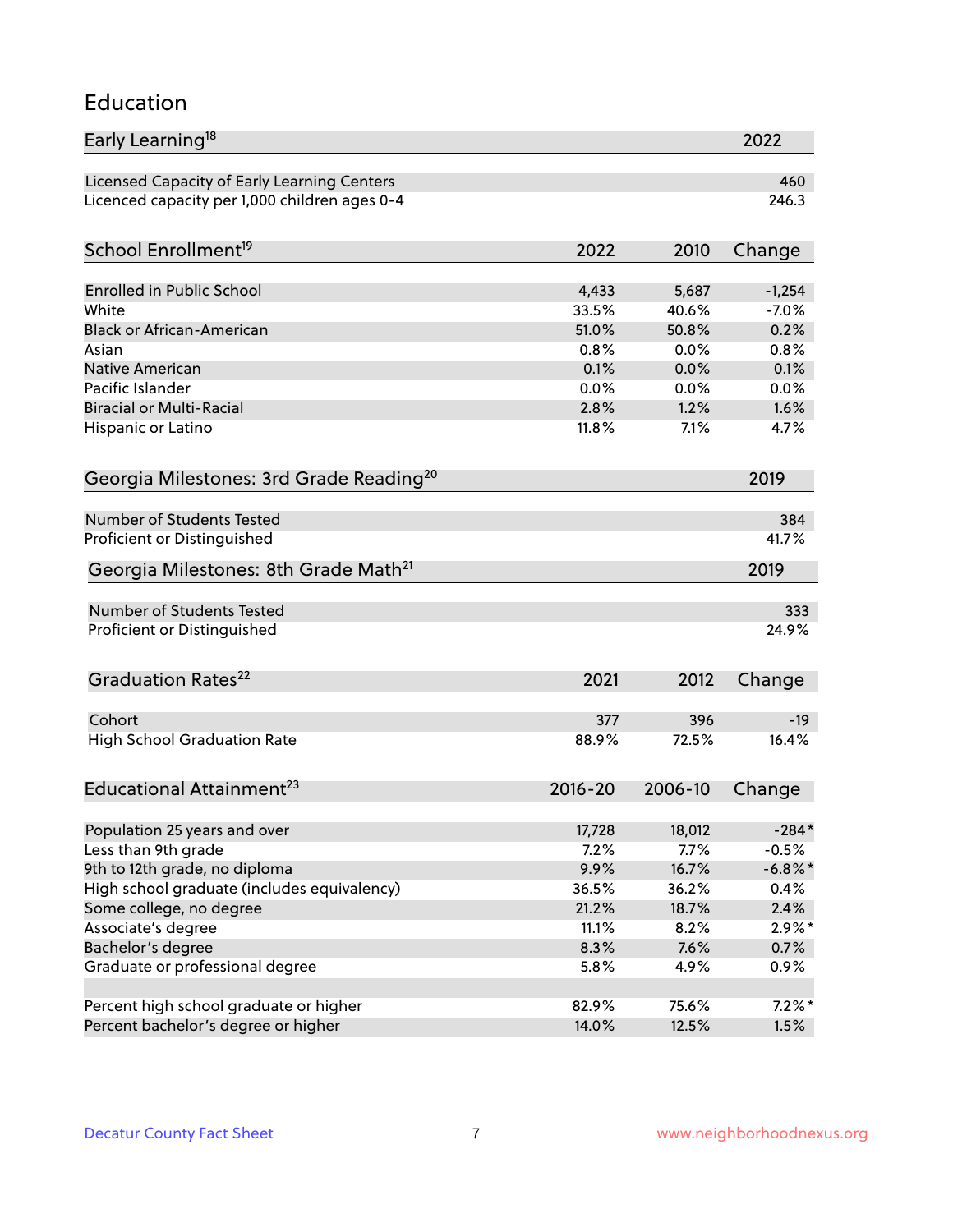## Education

| Early Learning[18] | 2022 |
|---|---|
| Licensed Capacity of Early Learning Centers | 460 |
| Licenced capacity per 1,000 children ages 0-4 | 246.3 |

| School Enrollment[19] | 2022 | 2010 | Change |
|---|---|---|---|
| Enrolled in Public School | 4,433 | 5,687 | -1,254 |
| White | 33.5% | 40.6% | -7.0% |
| Black or African-American | 51.0% | 50.8% | 0.2% |
| Asian | 0.8% | 0.0% | 0.8% |
| Native American | 0.1% | 0.0% | 0.1% |
| Pacific Islander | 0.0% | 0.0% | 0.0% |
| Biracial or Multi-Racial | 2.8% | 1.2% | 1.6% |
| Hispanic or Latino | 11.8% | 7.1% | 4.7% |

| Georgia Milestones: 3rd Grade Reading[20] | 2019 |
|---|---|
| Number of Students Tested | 384 |
| Proficient or Distinguished | 41.7% |

| Georgia Milestones: 8th Grade Math[21] | 2019 |
|---|---|
| Number of Students Tested | 333 |
| Proficient or Distinguished | 24.9% |

| Graduation Rates[22] | 2021 | 2012 | Change |
|---|---|---|---|
| Cohort | 377 | 396 | -19 |
| High School Graduation Rate | 88.9% | 72.5% | 16.4% |

| Educational Attainment[23] | 2016-20 | 2006-10 | Change |
|---|---|---|---|
| Population 25 years and over | 17,728 | 18,012 | -284* |
| Less than 9th grade | 7.2% | 7.7% | -0.5% |
| 9th to 12th grade, no diploma | 9.9% | 16.7% | -6.8%* |
| High school graduate (includes equivalency) | 36.5% | 36.2% | 0.4% |
| Some college, no degree | 21.2% | 18.7% | 2.4% |
| Associate's degree | 11.1% | 8.2% | 2.9%* |
| Bachelor's degree | 8.3% | 7.6% | 0.7% |
| Graduate or professional degree | 5.8% | 4.9% | 0.9% |
| | | | |
| Percent high school graduate or higher | 82.9% | 75.6% | 7.2%* |
| Percent bachelor's degree or higher | 14.0% | 12.5% | 1.5% |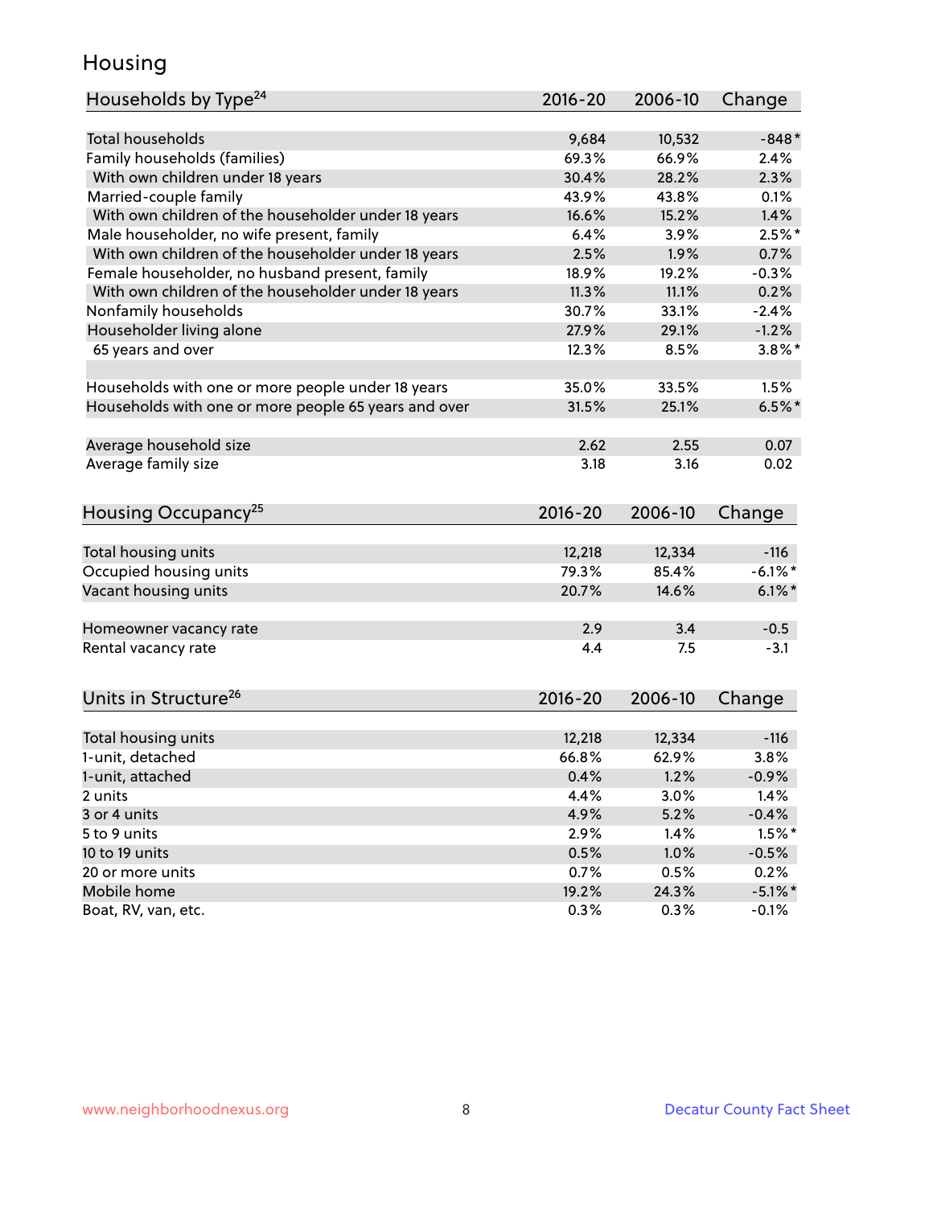## Housing

| Households by Type[24] | 2016-20 | 2006-10 | Change |
|---|---|---|---|
| Total households | 9,684 | 10,532 | -848* |
| Family households (families) | 69.3% | 66.9% | 2.4% |
| With own children under 18 years | 30.4% | 28.2% | 2.3% |
| Married-couple family | 43.9% | 43.8% | 0.1% |
| With own children of the householder under 18 years | 16.6% | 15.2% | 1.4% |
| Male householder, no wife present, family | 6.4% | 3.9% | 2.5%* |
| With own children of the householder under 18 years | 2.5% | 1.9% | 0.7% |
| Female householder, no husband present, family | 18.9% | 19.2% | -0.3% |
| With own children of the householder under 18 years | 11.3% | 11.1% | 0.2% |
| Nonfamily households | 30.7% | 33.1% | -2.4% |
| Householder living alone | 27.9% | 29.1% | -1.2% |
| 65 years and over | 12.3% | 8.5% | 3.8%* |
| | | | |
| Households with one or more people under 18 years | 35.0% | 33.5% | 1.5% |
| Households with one or more people 65 years and over | 31.5% | 25.1% | 6.5%* |
| | | | |
| Average household size | 2.62 | 2.55 | 0.07 |
| Average family size | 3.18 | 3.16 | 0.02 |

| Housing Occupancy[25] | 2016-20 | 2006-10 | Change |
|---|---|---|---|
| Total housing units | 12,218 | 12,334 | -116 |
| Occupied housing units | 79.3% | 85.4% | -6.1%* |
| Vacant housing units | 20.7% | 14.6% | 6.1%* |
| | | | |
| Homeowner vacancy rate | 2.9 | 3.4 | -0.5 |
| Rental vacancy rate | 4.4 | 7.5 | -3.1 |

| Units in Structure[26] | 2016-20 | 2006-10 | Change |
|---|---|---|---|
| Total housing units | 12,218 | 12,334 | -116 |
| 1-unit, detached | 66.8% | 62.9% | 3.8% |
| 1-unit, attached | 0.4% | 1.2% | -0.9% |
| 2 units | 4.4% | 3.0% | 1.4% |
| 3 or 4 units | 4.9% | 5.2% | -0.4% |
| 5 to 9 units | 2.9% | 1.4% | 1.5%* |
| 10 to 19 units | 0.5% | 1.0% | -0.5% |
| 20 or more units | 0.7% | 0.5% | 0.2% |
| Mobile home | 19.2% | 24.3% | -5.1%* |
| Boat, RV, van, etc. | 0.3% | 0.3% | -0.1% |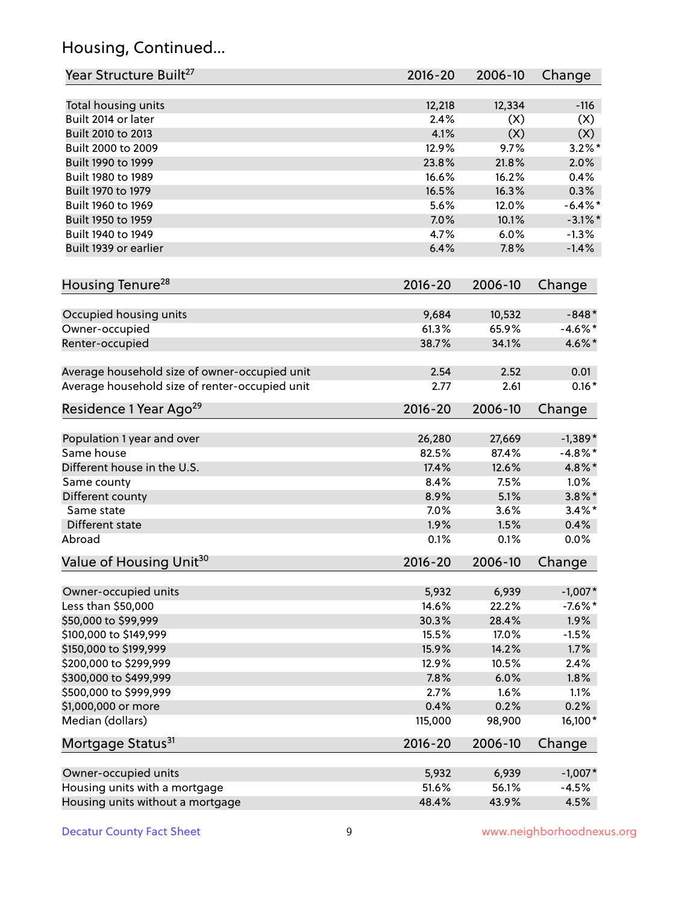## Housing, Continued...

| Year Structure Built[27] | 2016-20 | 2006-10 | Change |
|---|---|---|---|
| Total housing units | 12,218 | 12,334 | -116 |
| Built 2014 or later | 2.4% | (X) | (X) |
| Built 2010 to 2013 | 4.1% | (X) | (X) |
| Built 2000 to 2009 | 12.9% | 9.7% | 3.2%* |
| Built 1990 to 1999 | 23.8% | 21.8% | 2.0% |
| Built 1980 to 1989 | 16.6% | 16.2% | 0.4% |
| Built 1970 to 1979 | 16.5% | 16.3% | 0.3% |
| Built 1960 to 1969 | 5.6% | 12.0% | -6.4%* |
| Built 1950 to 1959 | 7.0% | 10.1% | -3.1%* |
| Built 1940 to 1949 | 4.7% | 6.0% | -1.3% |
| Built 1939 or earlier | 6.4% | 7.8% | -1.4% |

| Housing Tenure[28] | 2016-20 | 2006-10 | Change |
|---|---|---|---|
| Occupied housing units | 9,684 | 10,532 | -848* |
| Owner-occupied | 61.3% | 65.9% | -4.6%* |
| Renter-occupied | 38.7% | 34.1% | 4.6%* |
| Average household size of owner-occupied unit | 2.54 | 2.52 | 0.01 |
| Average household size of renter-occupied unit | 2.77 | 2.61 | 0.16* |

| Residence 1 Year Ago[29] | 2016-20 | 2006-10 | Change |
|---|---|---|---|
| Population 1 year and over | 26,280 | 27,669 | -1,389* |
| Same house | 82.5% | 87.4% | -4.8%* |
| Different house in the U.S. | 17.4% | 12.6% | 4.8%* |
| Same county | 8.4% | 7.5% | 1.0% |
| Different county | 8.9% | 5.1% | 3.8%* |
| Same state | 7.0% | 3.6% | 3.4%* |
| Different state | 1.9% | 1.5% | 0.4% |
| Abroad | 0.1% | 0.1% | 0.0% |

| Value of Housing Unit[30] | 2016-20 | 2006-10 | Change |
|---|---|---|---|
| Owner-occupied units | 5,932 | 6,939 | -1,007* |
| Less than $50,000 | 14.6% | 22.2% | -7.6%* |
| $50,000 to $99,999 | 30.3% | 28.4% | 1.9% |
| $100,000 to $149,999 | 15.5% | 17.0% | -1.5% |
| $150,000 to $199,999 | 15.9% | 14.2% | 1.7% |
| $200,000 to $299,999 | 12.9% | 10.5% | 2.4% |
| $300,000 to $499,999 | 7.8% | 6.0% | 1.8% |
| $500,000 to $999,999 | 2.7% | 1.6% | 1.1% |
| $1,000,000 or more | 0.4% | 0.2% | 0.2% |
| Median (dollars) | 115,000 | 98,900 | 16,100* |

| Mortgage Status[31] | 2016-20 | 2006-10 | Change |
|---|---|---|---|
| Owner-occupied units | 5,932 | 6,939 | -1,007* |
| Housing units with a mortgage | 51.6% | 56.1% | -4.5% |
| Housing units without a mortgage | 48.4% | 43.9% | 4.5% |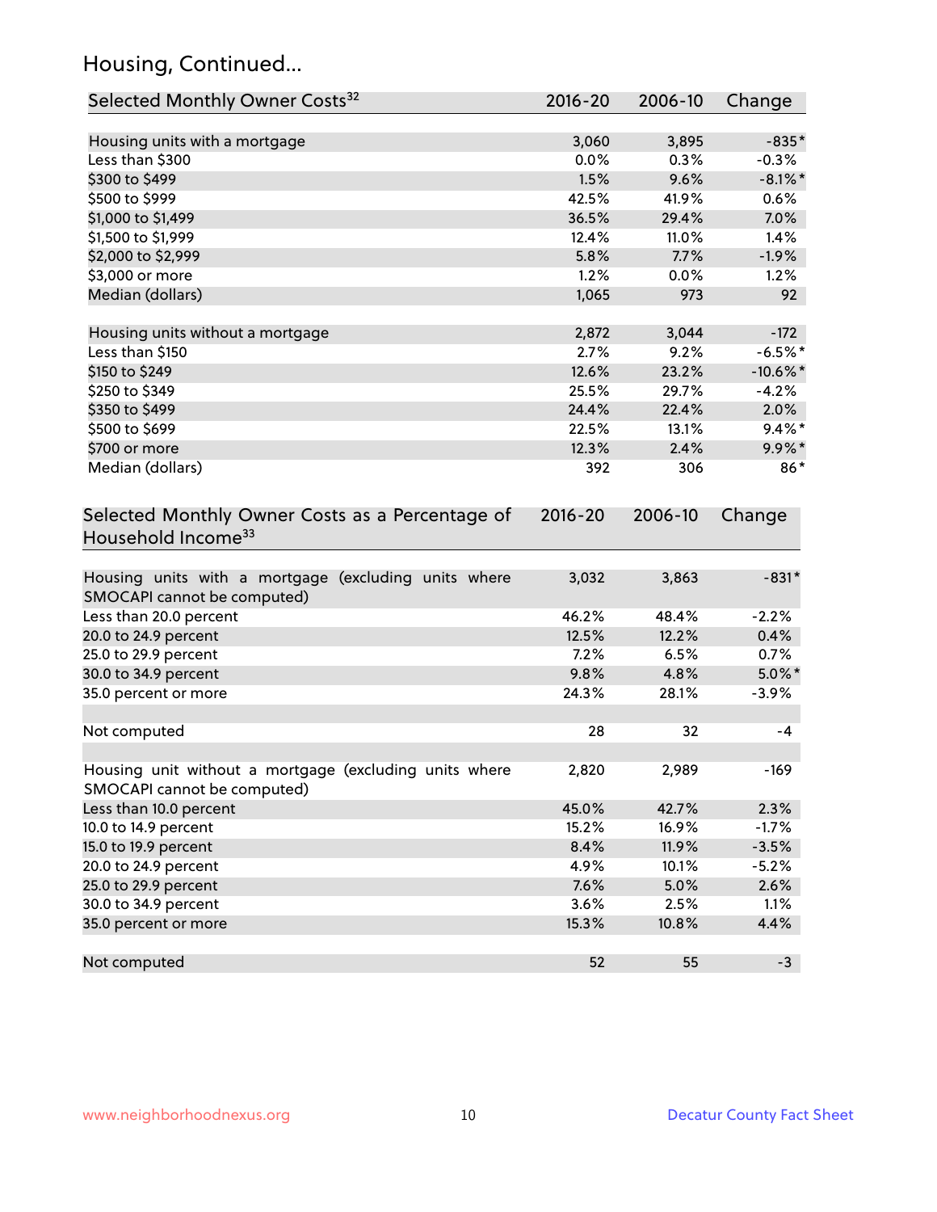## Housing, Continued...

| Selected Monthly Owner Costs[32] | 2016-20 | 2006-10 | Change |
|---|---|---|---|
| Housing units with a mortgage | 3,060 | 3,895 | -835* |
| Less than $300 | 0.0% | 0.3% | -0.3% |
| $300 to $499 | 1.5% | 9.6% | -8.1%* |
| $500 to $999 | 42.5% | 41.9% | 0.6% |
| $1,000 to $1,499 | 36.5% | 29.4% | 7.0% |
| $1,500 to $1,999 | 12.4% | 11.0% | 1.4% |
| $2,000 to $2,999 | 5.8% | 7.7% | -1.9% |
| $3,000 or more | 1.2% | 0.0% | 1.2% |
| Median (dollars) | 1,065 | 973 | 92 |
| | | | |
| Housing units without a mortgage | 2,872 | 3,044 | -172 |
| Less than $150 | 2.7% | 9.2% | -6.5%* |
| $150 to $249 | 12.6% | 23.2% | -10.6%* |
| $250 to $349 | 25.5% | 29.7% | -4.2% |
| $350 to $499 | 24.4% | 22.4% | 2.0% |
| $500 to $699 | 22.5% | 13.1% | 9.4%* |
| $700 or more | 12.3% | 2.4% | 9.9%* |
| Median (dollars) | 392 | 306 | 86* |

| Selected Monthly Owner Costs as a Percentage of Household Income[33] | 2016-20 | 2006-10 | Change |
|---|---|---|---|
| Housing units with a mortgage (excluding units where SMOCAPI cannot be computed) | 3,032 | 3,863 | -831* |
| Less than 20.0 percent | 46.2% | 48.4% | -2.2% |
| 20.0 to 24.9 percent | 12.5% | 12.2% | 0.4% |
| 25.0 to 29.9 percent | 7.2% | 6.5% | 0.7% |
| 30.0 to 34.9 percent | 9.8% | 4.8% | 5.0%* |
| 35.0 percent or more | 24.3% | 28.1% | -3.9% |
| | | | |
| Not computed | 28 | 32 | -4 |
| | | | |
| Housing unit without a mortgage (excluding units where SMOCAPI cannot be computed) | 2,820 | 2,989 | -169 |
| Less than 10.0 percent | 45.0% | 42.7% | 2.3% |
| 10.0 to 14.9 percent | 15.2% | 16.9% | -1.7% |
| 15.0 to 19.9 percent | 8.4% | 11.9% | -3.5% |
| 20.0 to 24.9 percent | 4.9% | 10.1% | -5.2% |
| 25.0 to 29.9 percent | 7.6% | 5.0% | 2.6% |
| 30.0 to 34.9 percent | 3.6% | 2.5% | 1.1% |
| 35.0 percent or more | 15.3% | 10.8% | 4.4% |
| | | | |
| Not computed | 52 | 55 | -3 |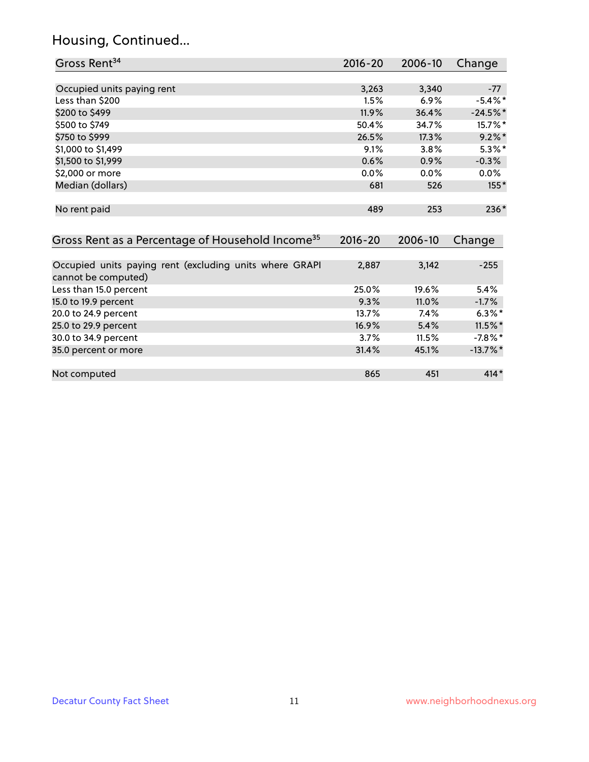## Housing, Continued...

| Gross Rent[34] | 2016-20 | 2006-10 | Change |
|---|---|---|---|
| Occupied units paying rent | 3,263 | 3,340 | -77 |
| Less than $200 | 1.5% | 6.9% | -5.4%* |
| $200 to $499 | 11.9% | 36.4% | -24.5%* |
| $500 to $749 | 50.4% | 34.7% | 15.7%* |
| $750 to $999 | 26.5% | 17.3% | 9.2%* |
| $1,000 to $1,499 | 9.1% | 3.8% | 5.3%* |
| $1,500 to $1,999 | 0.6% | 0.9% | -0.3% |
| $2,000 or more | 0.0% | 0.0% | 0.0% |
| Median (dollars) | 681 | 526 | 155* |
| No rent paid | 489 | 253 | 236* |

| Gross Rent as a Percentage of Household Income[35] | 2016-20 | 2006-10 | Change |
|---|---|---|---|
| Occupied units paying rent (excluding units where GRAPI cannot be computed) | 2,887 | 3,142 | -255 |
| Less than 15.0 percent | 25.0% | 19.6% | 5.4% |
| 15.0 to 19.9 percent | 9.3% | 11.0% | -1.7% |
| 20.0 to 24.9 percent | 13.7% | 7.4% | 6.3%* |
| 25.0 to 29.9 percent | 16.9% | 5.4% | 11.5%* |
| 30.0 to 34.9 percent | 3.7% | 11.5% | -7.8%* |
| 35.0 percent or more | 31.4% | 45.1% | -13.7%* |
| Not computed | 865 | 451 | 414* |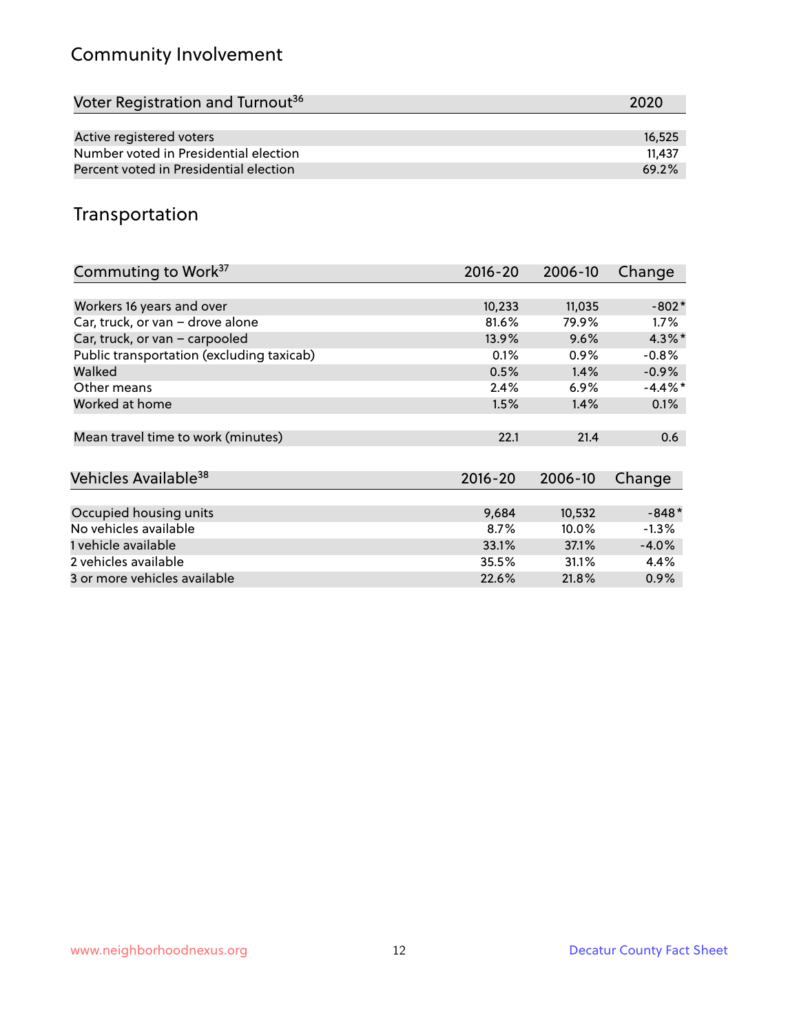## Community Involvement

| Voter Registration and Turnout[36] | 2020 |
|---|---|
| Active registered voters | 16,525 |
| Number voted in Presidential election | 11,437 |
| Percent voted in Presidential election | 69.2% |

## Transportation

| Commuting to Work[37] | 2016-20 | 2006-10 | Change |
|---|---|---|---|
| Workers 16 years and over | 10,233 | 11,035 | -802* |
| Car, truck, or van – drove alone | 81.6% | 79.9% | 1.7% |
| Car, truck, or van – carpooled | 13.9% | 9.6% | 4.3%* |
| Public transportation (excluding taxicab) | 0.1% | 0.9% | -0.8% |
| Walked | 0.5% | 1.4% | -0.9% |
| Other means | 2.4% | 6.9% | -4.4%* |
| Worked at home | 1.5% | 1.4% | 0.1% |
| Mean travel time to work (minutes) | 22.1 | 21.4 | 0.6 |

| Vehicles Available[38] | 2016-20 | 2006-10 | Change |
|---|---|---|---|
| Occupied housing units | 9,684 | 10,532 | -848* |
| No vehicles available | 8.7% | 10.0% | -1.3% |
| 1 vehicle available | 33.1% | 37.1% | -4.0% |
| 2 vehicles available | 35.5% | 31.1% | 4.4% |
| 3 or more vehicles available | 22.6% | 21.8% | 0.9% |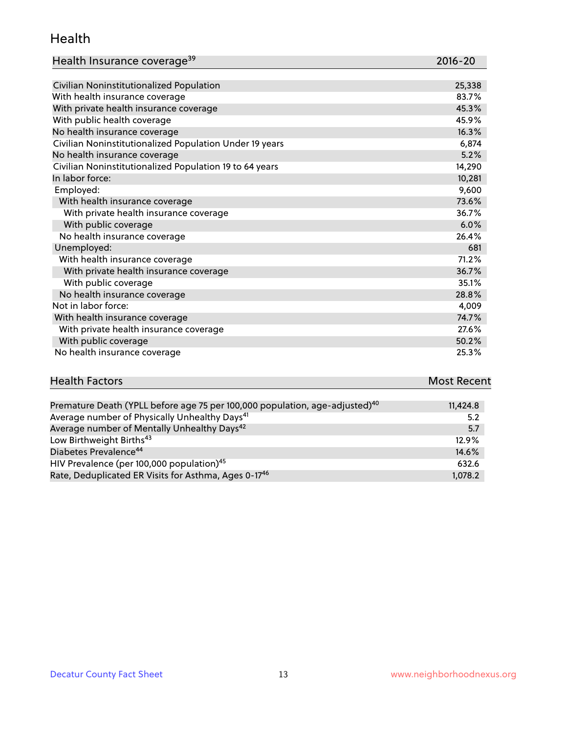## Health

| Health Insurance coverage[39] | 2016-20 |
|---|---|
| Civilian Noninstitutionalized Population | 25,338 |
| With health insurance coverage | 83.7% |
| With private health insurance coverage | 45.3% |
| With public health coverage | 45.9% |
| No health insurance coverage | 16.3% |
| Civilian Noninstitutionalized Population Under 19 years | 6,874 |
| No health insurance coverage | 5.2% |
| Civilian Noninstitutionalized Population 19 to 64 years | 14,290 |
| In labor force: | 10,281 |
| Employed: | 9,600 |
| With health insurance coverage | 73.6% |
| With private health insurance coverage | 36.7% |
| With public coverage | 6.0% |
| No health insurance coverage | 26.4% |
| Unemployed: | 681 |
| With health insurance coverage | 71.2% |
| With private health insurance coverage | 36.7% |
| With public coverage | 35.1% |
| No health insurance coverage | 28.8% |
| Not in labor force: | 4,009 |
| With health insurance coverage | 74.7% |
| With private health insurance coverage | 27.6% |
| With public coverage | 50.2% |
| No health insurance coverage | 25.3% |

| Health Factors | Most Recent |
|---|---|
| Premature Death (YPLL before age 75 per 100,000 population, age-adjusted)[40] | 11,424.8 |
| Average number of Physically Unhealthy Days[41] | 5.2 |
| Average number of Mentally Unhealthy Days[42] | 5.7 |
| Low Birthweight Births[43] | 12.9% |
| Diabetes Prevalence[44] | 14.6% |
| HIV Prevalence (per 100,000 population)[45] | 632.6 |
| Rate, Deduplicated ER Visits for Asthma, Ages 0-17[46] | 1,078.2 |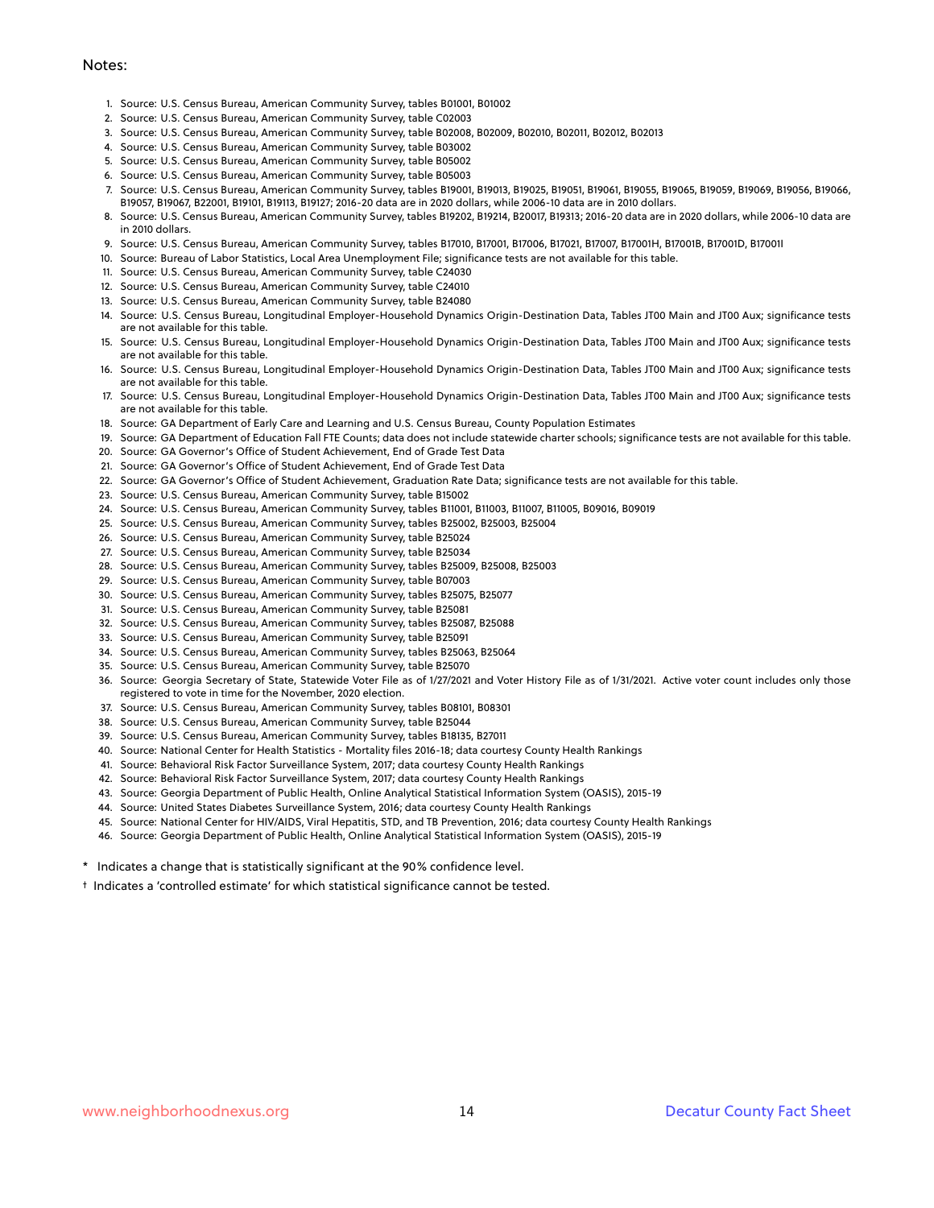Notes:

1. Source: U.S. Census Bureau, American Community Survey, tables B01001, B01002
2. Source: U.S. Census Bureau, American Community Survey, table C02003
3. Source: U.S. Census Bureau, American Community Survey, table B02008, B02009, B02010, B02011, B02012, B02013
4. Source: U.S. Census Bureau, American Community Survey, table B03002
5. Source: U.S. Census Bureau, American Community Survey, table B05002
6. Source: U.S. Census Bureau, American Community Survey, table B05003
7. Source: U.S. Census Bureau, American Community Survey, tables B19001, B19013, B19025, B19051, B19061, B19055, B19065, B19059, B19069, B19056, B19066, B19057, B19067, B22001, B19101, B19113, B19127; 2016-20 data are in 2020 dollars, while 2006-10 data are in 2010 dollars.
8. Source: U.S. Census Bureau, American Community Survey, tables B19202, B19214, B20017, B19313; 2016-20 data are in 2020 dollars, while 2006-10 data are in 2010 dollars.
9. Source: U.S. Census Bureau, American Community Survey, tables B17010, B17001, B17006, B17021, B17007, B17001H, B17001B, B17001D, B17001I
10. Source: Bureau of Labor Statistics, Local Area Unemployment File; significance tests are not available for this table.
11. Source: U.S. Census Bureau, American Community Survey, table C24030
12. Source: U.S. Census Bureau, American Community Survey, table C24010
13. Source: U.S. Census Bureau, American Community Survey, table B24080
14. Source: U.S. Census Bureau, Longitudinal Employer-Household Dynamics Origin-Destination Data, Tables JT00 Main and JT00 Aux; significance tests are not available for this table.
15. Source: U.S. Census Bureau, Longitudinal Employer-Household Dynamics Origin-Destination Data, Tables JT00 Main and JT00 Aux; significance tests are not available for this table.
16. Source: U.S. Census Bureau, Longitudinal Employer-Household Dynamics Origin-Destination Data, Tables JT00 Main and JT00 Aux; significance tests are not available for this table.
17. Source: U.S. Census Bureau, Longitudinal Employer-Household Dynamics Origin-Destination Data, Tables JT00 Main and JT00 Aux; significance tests are not available for this table.
18. Source: GA Department of Early Care and Learning and U.S. Census Bureau, County Population Estimates
19. Source: GA Department of Education Fall FTE Counts; data does not include statewide charter schools; significance tests are not available for this table.
20. Source: GA Governor's Office of Student Achievement, End of Grade Test Data
21. Source: GA Governor's Office of Student Achievement, End of Grade Test Data
22. Source: GA Governor's Office of Student Achievement, Graduation Rate Data; significance tests are not available for this table.
23. Source: U.S. Census Bureau, American Community Survey, table B15002
24. Source: U.S. Census Bureau, American Community Survey, tables B11001, B11003, B11007, B11005, B09016, B09019
25. Source: U.S. Census Bureau, American Community Survey, tables B25002, B25003, B25004
26. Source: U.S. Census Bureau, American Community Survey, table B25024
27. Source: U.S. Census Bureau, American Community Survey, table B25034
28. Source: U.S. Census Bureau, American Community Survey, tables B25009, B25008, B25003
29. Source: U.S. Census Bureau, American Community Survey, table B07003
30. Source: U.S. Census Bureau, American Community Survey, tables B25075, B25077
31. Source: U.S. Census Bureau, American Community Survey, table B25081
32. Source: U.S. Census Bureau, American Community Survey, tables B25087, B25088
33. Source: U.S. Census Bureau, American Community Survey, table B25091
34. Source: U.S. Census Bureau, American Community Survey, tables B25063, B25064
35. Source: U.S. Census Bureau, American Community Survey, table B25070
36. Source: Georgia Secretary of State, Statewide Voter File as of 1/27/2021 and Voter History File as of 1/31/2021. Active voter count includes only those registered to vote in time for the November, 2020 election.
37. Source: U.S. Census Bureau, American Community Survey, tables B08101, B08301
38. Source: U.S. Census Bureau, American Community Survey, table B25044
39. Source: U.S. Census Bureau, American Community Survey, tables B18135, B27011
40. Source: National Center for Health Statistics - Mortality files 2016-18; data courtesy County Health Rankings
41. Source: Behavioral Risk Factor Surveillance System, 2017; data courtesy County Health Rankings
42. Source: Behavioral Risk Factor Surveillance System, 2017; data courtesy County Health Rankings
43. Source: Georgia Department of Public Health, Online Analytical Statistical Information System (OASIS), 2015-19
44. Source: United States Diabetes Surveillance System, 2016; data courtesy County Health Rankings
45. Source: National Center for HIV/AIDS, Viral Hepatitis, STD, and TB Prevention, 2016; data courtesy County Health Rankings
46. Source: Georgia Department of Public Health, Online Analytical Statistical Information System (OASIS), 2015-19

\* Indicates a change that is statistically significant at the 90% confidence level.

† Indicates a 'controlled estimate' for which statistical significance cannot be tested.